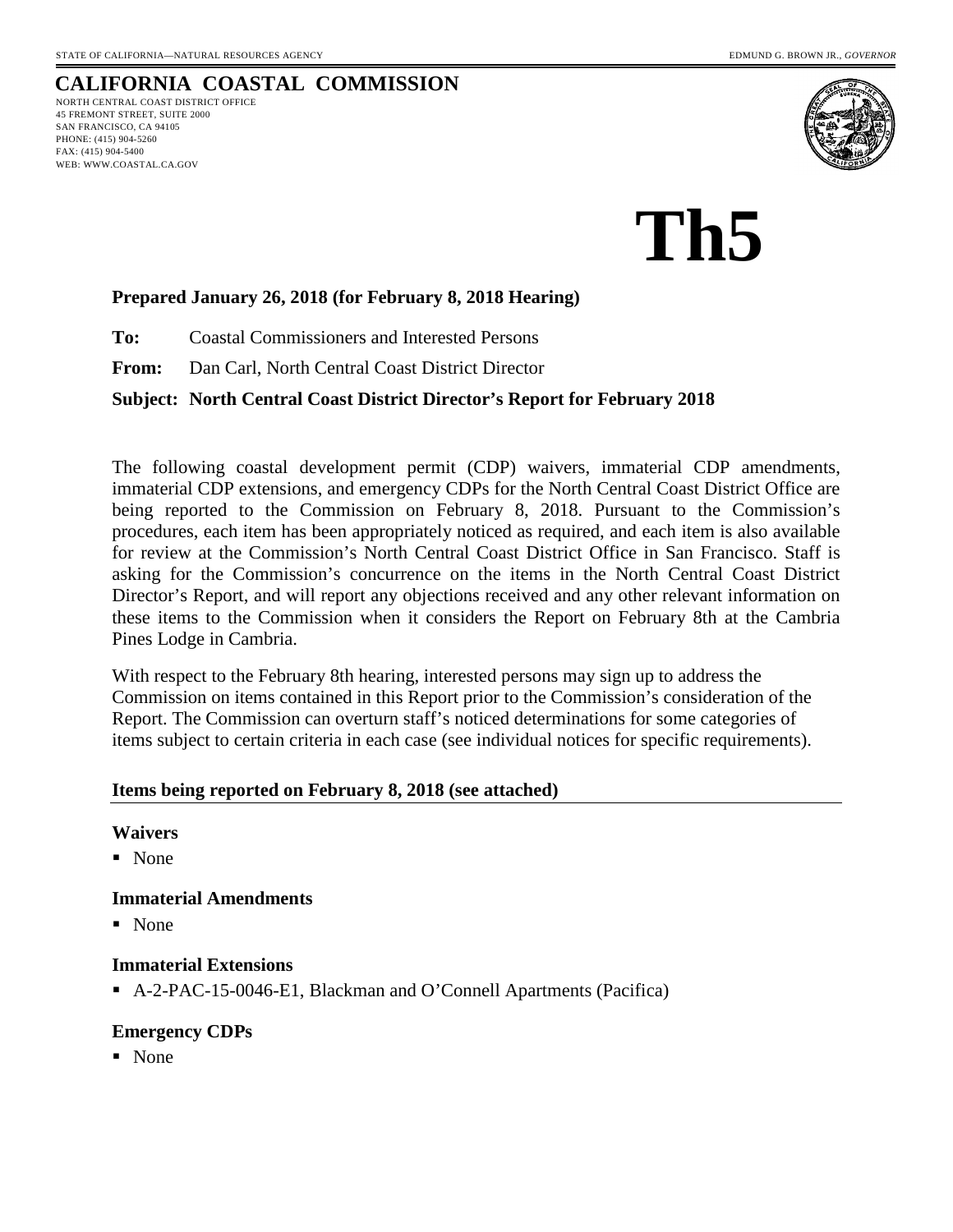STATE OF CALIFORNIA—NATURAL RESOURCES AGENCY EDMUND G. BROWN JR., *GOVERNOR*

# CALIFORNIA COASTAL COMMISSION

NORTH CENTRAL COAST DISTRICT OFFICE
45 FREMONT STREET, SUITE 2000
SAN FRANCISCO, CA 94105
PHONE: (415) 904-5260
FAX: (415) 904-5400
WEB: WWW.COASTAL.CA.GOV

# Th5

**Prepared January 26, 2018 (for February 8, 2018 Hearing)**

**To:** Coastal Commissioners and Interested Persons

**From:** Dan Carl, North Central Coast District Director

**Subject: North Central Coast District Director's Report for February 2018**

The following coastal development permit (CDP) waivers, immaterial CDP amendments, immaterial CDP extensions, and emergency CDPs for the North Central Coast District Office are being reported to the Commission on February 8, 2018. Pursuant to the Commission's procedures, each item has been appropriately noticed as required, and each item is also available for review at the Commission's North Central Coast District Office in San Francisco. Staff is asking for the Commission's concurrence on the items in the North Central Coast District Director's Report, and will report any objections received and any other relevant information on these items to the Commission when it considers the Report on February 8th at the Cambria Pines Lodge in Cambria.

With respect to the February 8th hearing, interested persons may sign up to address the Commission on items contained in this Report prior to the Commission's consideration of the Report. The Commission can overturn staff's noticed determinations for some categories of items subject to certain criteria in each case (see individual notices for specific requirements).

## Items being reported on February 8, 2018 (see attached)

### Waivers

- None

### Immaterial Amendments

- None

### Immaterial Extensions

- A-2-PAC-15-0046-E1, Blackman and O'Connell Apartments (Pacifica)

### Emergency CDPs

- None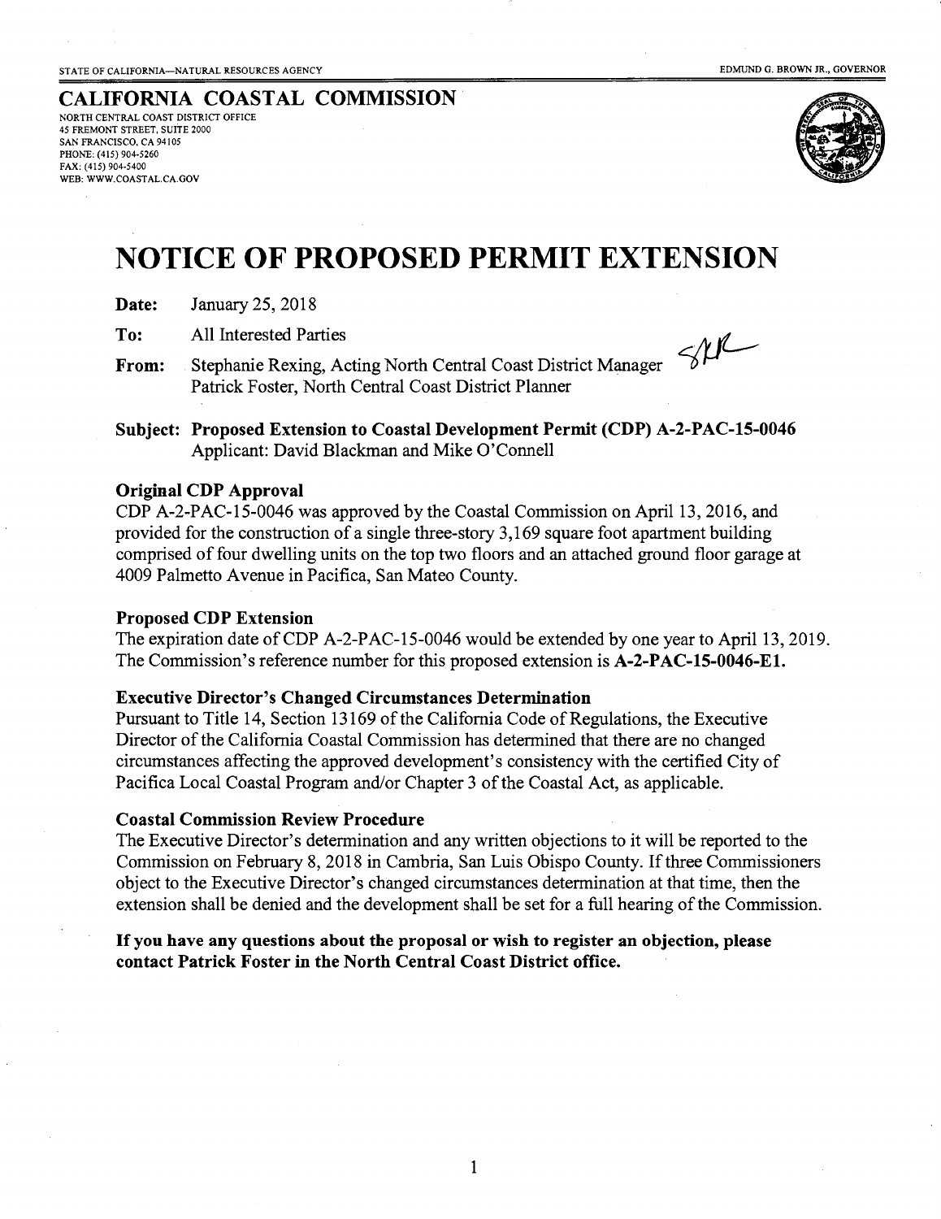STATE OF CALIFORNIA—NATURAL RESOURCES AGENCY

EDMUND G. BROWN JR., GOVERNOR

**CALIFORNIA COASTAL COMMISSION**

NORTH CENTRAL COAST DISTRICT OFFICE
45 FREMONT STREET, SUITE 2000
SAN FRANCISCO, CA 94105
PHONE: (415) 904-5260
FAX: (415) 904-5400
WEB: WWW.COASTAL.CA.GOV

# NOTICE OF PROPOSED PERMIT EXTENSION

**Date:** January 25, 2018

**To:** All Interested Parties

**From:** Stephanie Rexing, Acting North Central Coast District Manager
Patrick Foster, North Central Coast District Planner

**Subject: Proposed Extension to Coastal Development Permit (CDP) A-2-PAC-15-0046**
Applicant: David Blackman and Mike O'Connell

### Original CDP Approval

CDP A-2-PAC-15-0046 was approved by the Coastal Commission on April 13, 2016, and provided for the construction of a single three-story 3,169 square foot apartment building comprised of four dwelling units on the top two floors and an attached ground floor garage at 4009 Palmetto Avenue in Pacifica, San Mateo County.

### Proposed CDP Extension

The expiration date of CDP A-2-PAC-15-0046 would be extended by one year to April 13, 2019. The Commission's reference number for this proposed extension is **A-2-PAC-15-0046-E1.**

### Executive Director's Changed Circumstances Determination

Pursuant to Title 14, Section 13169 of the California Code of Regulations, the Executive Director of the California Coastal Commission has determined that there are no changed circumstances affecting the approved development's consistency with the certified City of Pacifica Local Coastal Program and/or Chapter 3 of the Coastal Act, as applicable.

### Coastal Commission Review Procedure

The Executive Director's determination and any written objections to it will be reported to the Commission on February 8, 2018 in Cambria, San Luis Obispo County. If three Commissioners object to the Executive Director's changed circumstances determination at that time, then the extension shall be denied and the development shall be set for a full hearing of the Commission.

**If you have any questions about the proposal or wish to register an objection, please contact Patrick Foster in the North Central Coast District office.**